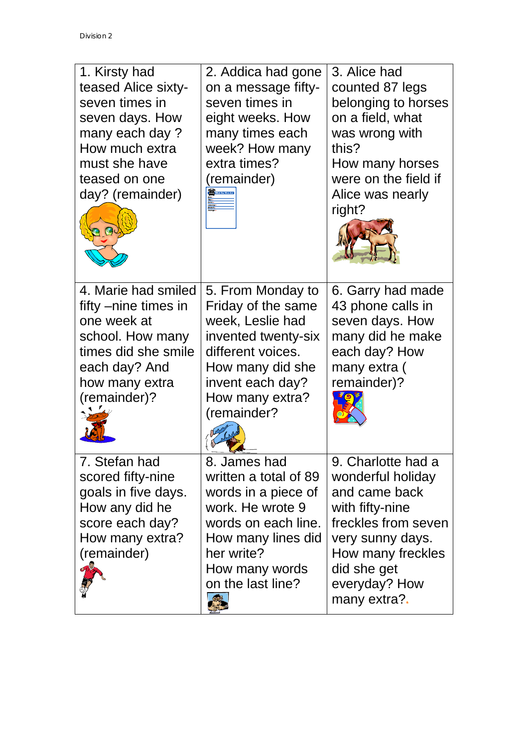| | | |
|---|---|---|
| 1. Kirsty had teased Alice sixty-seven times in seven days. How many each day ? How much extra must she have teased on one day? (remainder) | 2. Addica had gone on a message fifty-seven times in eight weeks. How many times each week? How many extra times? (remainder) | 3. Alice had counted 87 legs belonging to horses on a field, what was wrong with this? How many horses were on the field if Alice was nearly right? |
| 4. Marie had smiled fifty –nine times in one week at school. How many times did she smile each day? And how many extra (remainder)? | 5. From Monday to Friday of the same week, Leslie had invented twenty-six different voices. How many did she invent each day? How many extra? (remainder? | 6. Garry had made 43 phone calls in seven days. How many did he make each day? How many extra ( remainder)? |
| 7. Stefan had scored fifty-nine goals in five days. How any did he score each day? How many extra? (remainder) | 8. James had written a total of 89 words in a piece of work. He wrote 9 words on each line. How many lines did her write? How many words on the last line? | 9. Charlotte had a wonderful holiday and came back with fifty-nine freckles from seven very sunny days. How many freckles did she get everyday? How many extra?. |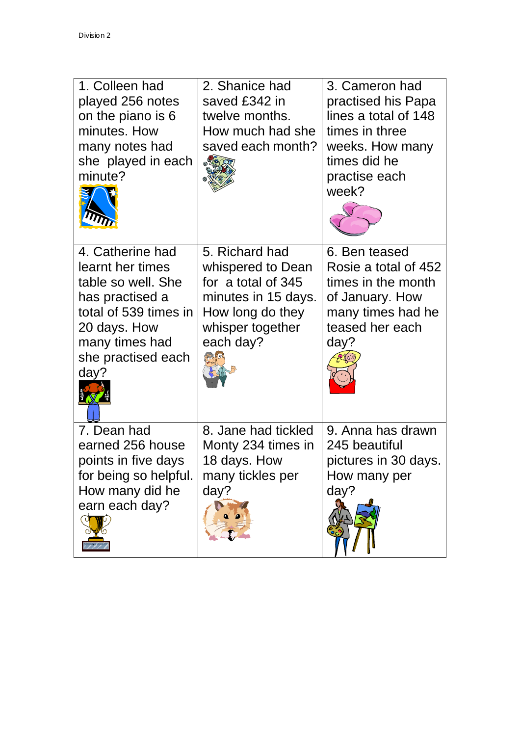| | | |
|---|---|---|
| 1. Colleen had played 256 notes on the piano is 6 minutes. How many notes had she played in each minute? | 2. Shanice had saved £342 in twelve months. How much had she saved each month? | 3. Cameron had practised his Papa lines a total of 148 times in three weeks. How many times did he practise each week? |
| 4. Catherine had learnt her times table so well. She has practised a total of 539 times in 20 days. How many times had she practised each day? | 5. Richard had whispered to Dean for a total of 345 minutes in 15 days. How long do they whisper together each day? | 6. Ben teased Rosie a total of 452 times in the month of January. How many times had he teased her each day? |
| 7. Dean had earned 256 house points in five days for being so helpful. How many did he earn each day? | 8. Jane had tickled Monty 234 times in 18 days. How many tickles per day? | 9. Anna has drawn 245 beautiful pictures in 30 days. How many per day? |